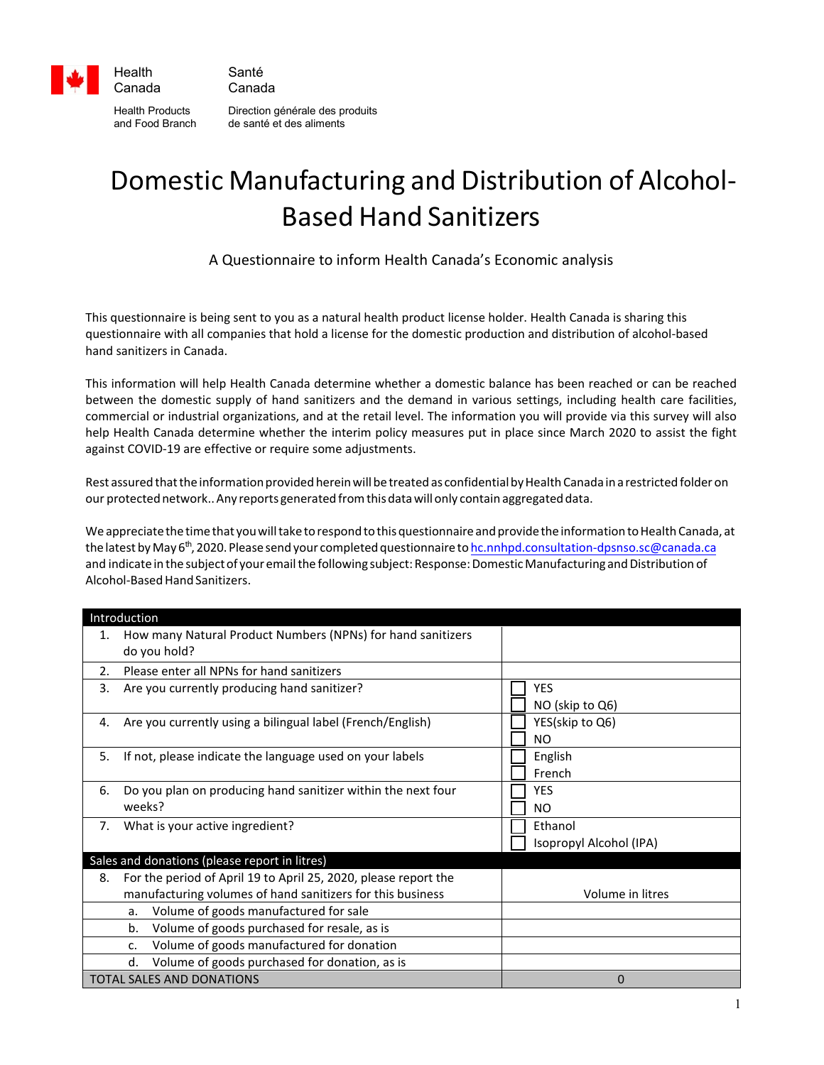Health Canada | Santé Canada

Health Products and Food Branch | Direction générale des produits de santé et des aliments

# Domestic Manufacturing and Distribution of Alcohol-Based Hand Sanitizers

A Questionnaire to inform Health Canada's Economic analysis

This questionnaire is being sent to you as a natural health product license holder. Health Canada is sharing this questionnaire with all companies that hold a license for the domestic production and distribution of alcohol-based hand sanitizers in Canada.

This information will help Health Canada determine whether a domestic balance has been reached or can be reached between the domestic supply of hand sanitizers and the demand in various settings, including health care facilities, commercial or industrial organizations, and at the retail level. The information you will provide via this survey will also help Health Canada determine whether the interim policy measures put in place since March 2020 to assist the fight against COVID-19 are effective or require some adjustments.

Rest assured that the information provided herein will be treated as confidential by Health Canada in a restricted folder on our protected network.. Any reports generated from this data will only contain aggregated data.

We appreciate the time that you will take to respond to this questionnaire and provide the information to Health Canada, at the latest by May 6th, 2020. Please send your completed questionnaire to hc.nnhpd.consultation-dpsnso.sc@canada.ca and indicate in the subject of your email the following subject: Response: Domestic Manufacturing and Distribution of Alcohol-Based Hand Sanitizers.

| Introduction | |
|---|---|
| 1. How many Natural Product Numbers (NPNs) for hand sanitizers do you hold? | |
| 2. Please enter all NPNs for hand sanitizers | |
| 3. Are you currently producing hand sanitizer? | ☐ YES<br>☐ NO (skip to Q6) |
| 4. Are you currently using a bilingual label (French/English) | ☐ YES(skip to Q6)<br>☐ NO |
| 5. If not, please indicate the language used on your labels | ☐ English<br>☐ French |
| 6. Do you plan on producing hand sanitizer within the next four weeks? | ☐ YES<br>☐ NO |
| 7. What is your active ingredient? | ☐ Ethanol<br>☐ Isopropyl Alcohol (IPA) |
| **Sales and donations (please report in litres)** | |
| 8. For the period of April 19 to April 25, 2020, please report the manufacturing volumes of hand sanitizers for this business | Volume in litres |
| a. Volume of goods manufactured for sale | |
| b. Volume of goods purchased for resale, as is | |
| c. Volume of goods manufactured for donation | |
| d. Volume of goods purchased for donation, as is | |
| TOTAL SALES AND DONATIONS | 0 |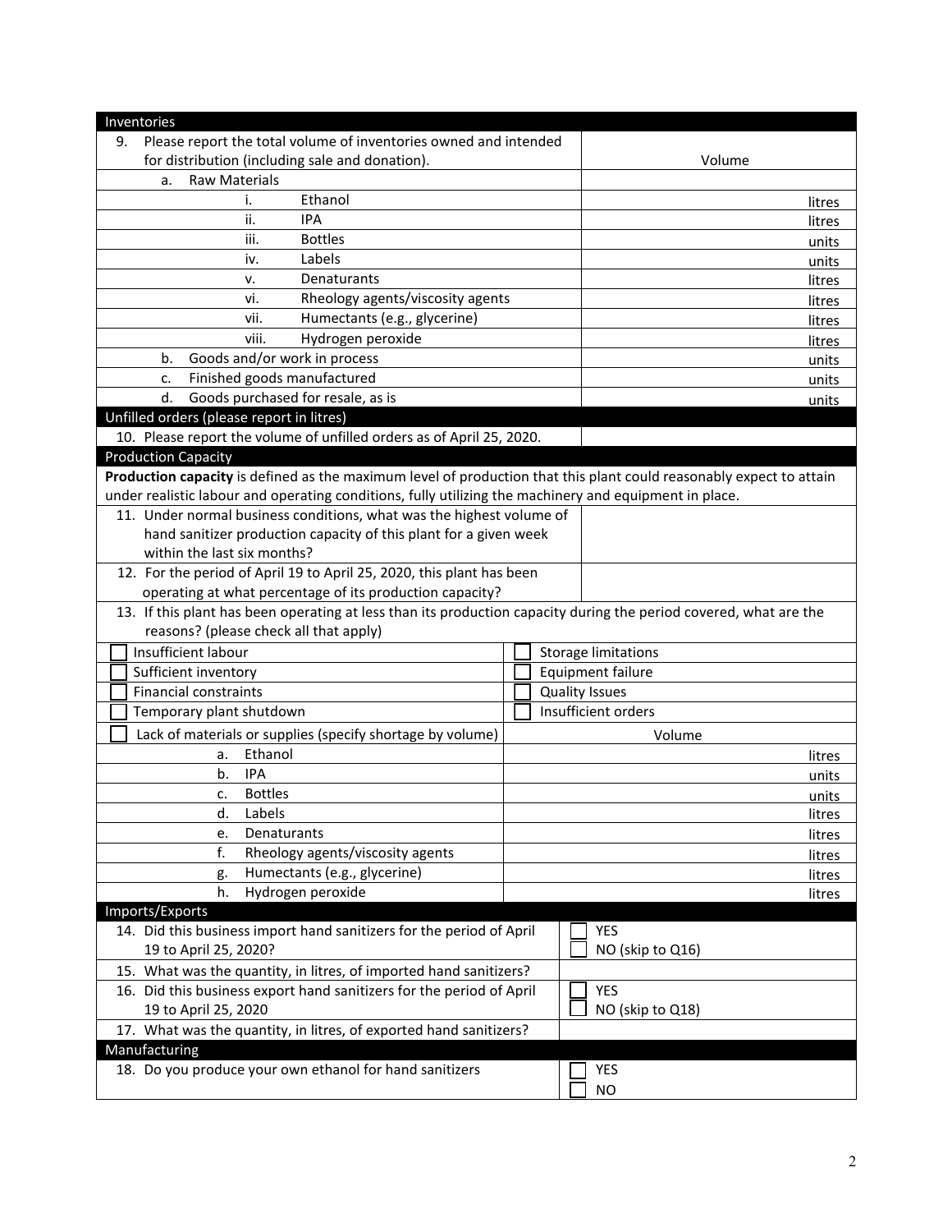| Inventories | |
|---|---|
| 9. Please report the total volume of inventories owned and intended for distribution (including sale and donation). | Volume |
| a. Raw Materials | |
| i. Ethanol | litres |
| ii. IPA | litres |
| iii. Bottles | units |
| iv. Labels | units |
| v. Denaturants | litres |
| vi. Rheology agents/viscosity agents | litres |
| vii. Humectants (e.g., glycerine) | litres |
| viii. Hydrogen peroxide | litres |
| b. Goods and/or work in process | units |
| c. Finished goods manufactured | units |
| d. Goods purchased for resale, as is | units |

| Unfilled orders (please report in litres) | |
|---|---|
| 10. Please report the volume of unfilled orders as of April 25, 2020. | |

**Production Capacity**

**Production capacity** is defined as the maximum level of production that this plant could reasonably expect to attain under realistic labour and operating conditions, fully utilizing the machinery and equipment in place.

| | |
|---|---|
| 11. Under normal business conditions, what was the highest volume of hand sanitizer production capacity of this plant for a given week within the last six months? | |
| 12. For the period of April 19 to April 25, 2020, this plant has been operating at what percentage of its production capacity? | |

13. If this plant has been operating at less than its production capacity during the period covered, what are the reasons? (please check all that apply)

| | |
|---|---|
| ☐ Insufficient labour | ☐ Storage limitations |
| ☐ Sufficient inventory | ☐ Equipment failure |
| ☐ Financial constraints | ☐ Quality Issues |
| ☐ Temporary plant shutdown | ☐ Insufficient orders |
| ☐ Lack of materials or supplies (specify shortage by volume) | Volume |
| a. Ethanol | litres |
| b. IPA | units |
| c. Bottles | units |
| d. Labels | litres |
| e. Denaturants | litres |
| f. Rheology agents/viscosity agents | litres |
| g. Humectants (e.g., glycerine) | litres |
| h. Hydrogen peroxide | litres |

**Imports/Exports**

| | |
|---|---|
| 14. Did this business import hand sanitizers for the period of April 19 to April 25, 2020? | ☐ YES<br>☐ NO (skip to Q16) |
| 15. What was the quantity, in litres, of imported hand sanitizers? | |
| 16. Did this business export hand sanitizers for the period of April 19 to April 25, 2020 | ☐ YES<br>☐ NO (skip to Q18) |
| 17. What was the quantity, in litres, of exported hand sanitizers? | |

**Manufacturing**

| | |
|---|---|
| 18. Do you produce your own ethanol for hand sanitizers | ☐ YES<br>☐ NO |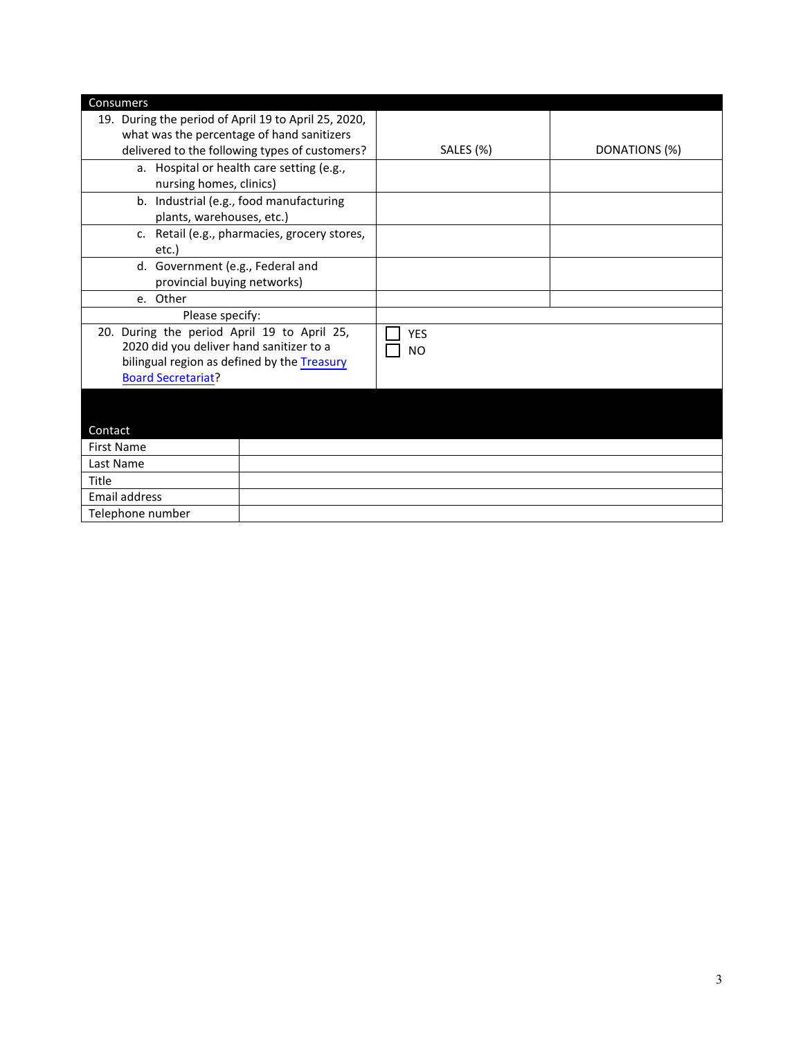| Consumers | | |
|---|---|---|
| 19. During the period of April 19 to April 25, 2020, what was the percentage of hand sanitizers delivered to the following types of customers? | SALES (%) | DONATIONS (%) |
| a. Hospital or health care setting (e.g., nursing homes, clinics) | | |
| b. Industrial (e.g., food manufacturing plants, warehouses, etc.) | | |
| c. Retail (e.g., pharmacies, grocery stores, etc.) | | |
| d. Government (e.g., Federal and provincial buying networks) | | |
| e. Other | | |
| Please specify: | | |
| 20. During the period April 19 to April 25, 2020 did you deliver hand sanitizer to a bilingual region as defined by the Treasury Board Secretariat? | ☐ YES<br>☐ NO | |

| Contact | |
|---|---|
| First Name | |
| Last Name | |
| Title | |
| Email address | |
| Telephone number | |